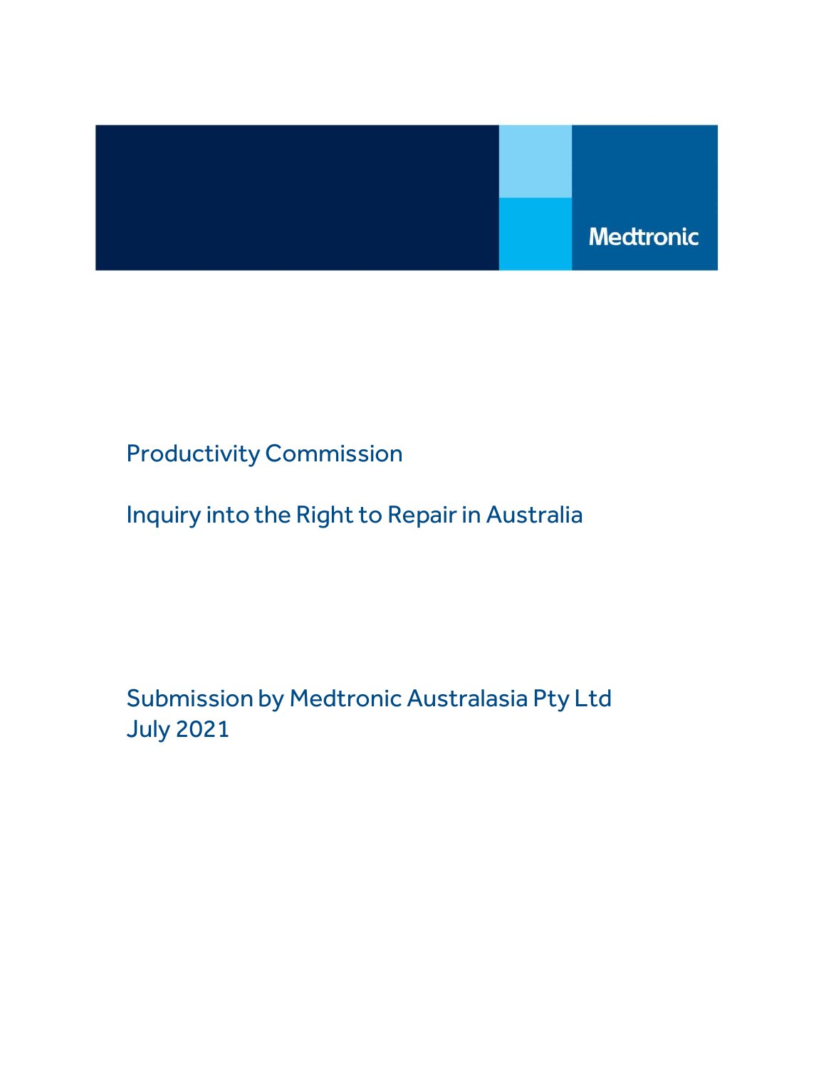Medtronic

# Productivity Commission

## Inquiry into the Right to Repair in Australia

Submission by Medtronic Australasia Pty Ltd
July 2021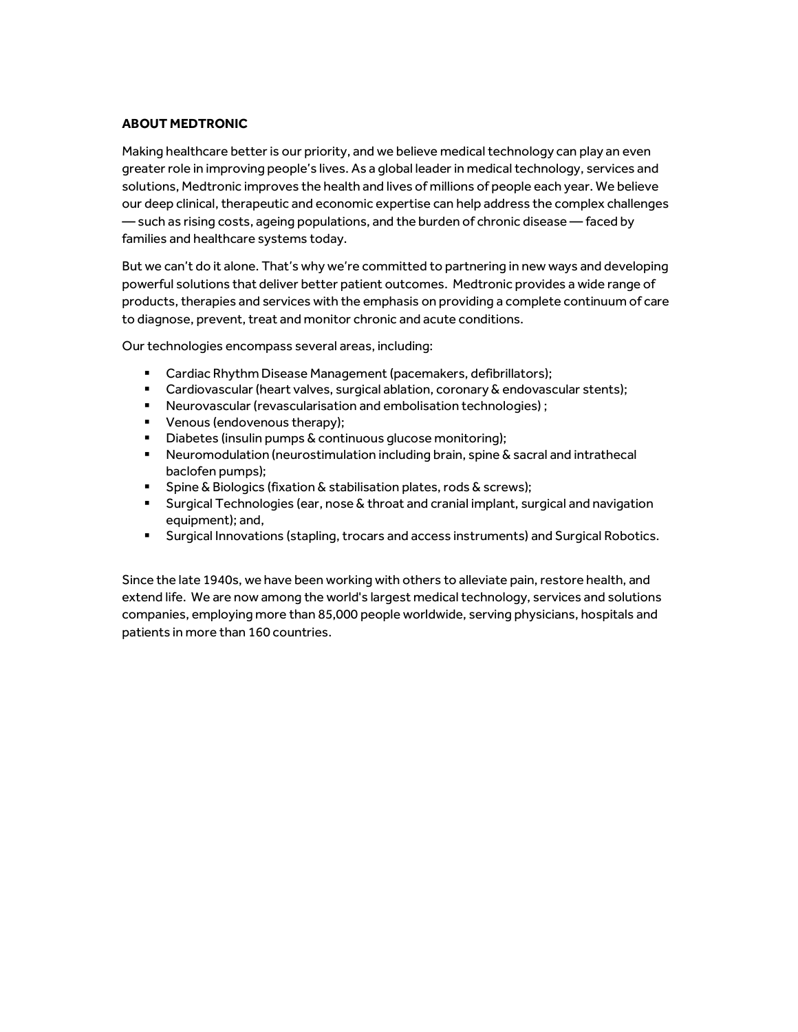**ABOUT MEDTRONIC**

Making healthcare better is our priority, and we believe medical technology can play an even greater role in improving people's lives. As a global leader in medical technology, services and solutions, Medtronic improves the health and lives of millions of people each year. We believe our deep clinical, therapeutic and economic expertise can help address the complex challenges — such as rising costs, ageing populations, and the burden of chronic disease — faced by families and healthcare systems today.

But we can't do it alone. That's why we're committed to partnering in new ways and developing powerful solutions that deliver better patient outcomes. Medtronic provides a wide range of products, therapies and services with the emphasis on providing a complete continuum of care to diagnose, prevent, treat and monitor chronic and acute conditions.

Our technologies encompass several areas, including:

- Cardiac Rhythm Disease Management (pacemakers, defibrillators);
- Cardiovascular (heart valves, surgical ablation, coronary & endovascular stents);
- Neurovascular (revascularisation and embolisation technologies) ;
- Venous (endovenous therapy);
- Diabetes (insulin pumps & continuous glucose monitoring);
- Neuromodulation (neurostimulation including brain, spine & sacral and intrathecal baclofen pumps);
- Spine & Biologics (fixation & stabilisation plates, rods & screws);
- Surgical Technologies (ear, nose & throat and cranial implant, surgical and navigation equipment); and,
- Surgical Innovations (stapling, trocars and access instruments) and Surgical Robotics.

Since the late 1940s, we have been working with others to alleviate pain, restore health, and extend life. We are now among the world's largest medical technology, services and solutions companies, employing more than 85,000 people worldwide, serving physicians, hospitals and patients in more than 160 countries.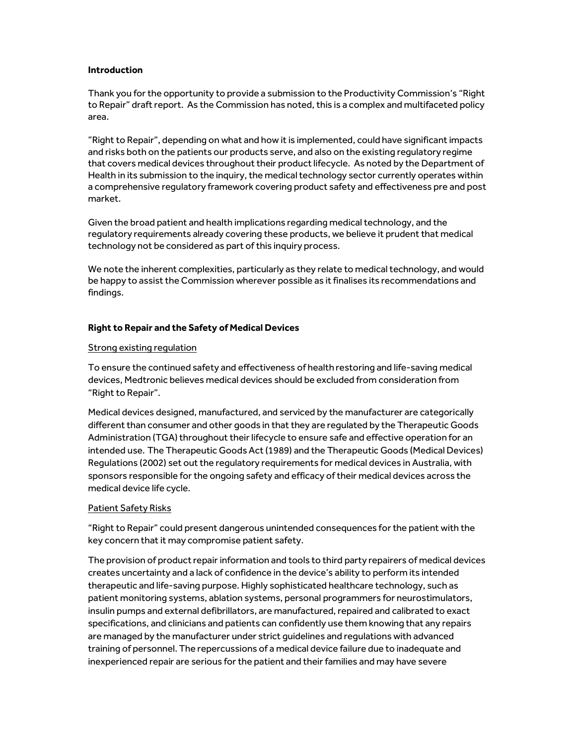**Introduction**

Thank you for the opportunity to provide a submission to the Productivity Commission's "Right to Repair" draft report. As the Commission has noted, this is a complex and multifaceted policy area.

"Right to Repair", depending on what and how it is implemented, could have significant impacts and risks both on the patients our products serve, and also on the existing regulatory regime that covers medical devices throughout their product lifecycle. As noted by the Department of Health in its submission to the inquiry, the medical technology sector currently operates within a comprehensive regulatory framework covering product safety and effectiveness pre and post market.

Given the broad patient and health implications regarding medical technology, and the regulatory requirements already covering these products, we believe it prudent that medical technology not be considered as part of this inquiry process.

We note the inherent complexities, particularly as they relate to medical technology, and would be happy to assist the Commission wherever possible as it finalises its recommendations and findings.

**Right to Repair and the Safety of Medical Devices**

Strong existing regulation

To ensure the continued safety and effectiveness of health restoring and life-saving medical devices, Medtronic believes medical devices should be excluded from consideration from "Right to Repair".

Medical devices designed, manufactured, and serviced by the manufacturer are categorically different than consumer and other goods in that they are regulated by the Therapeutic Goods Administration (TGA) throughout their lifecycle to ensure safe and effective operation for an intended use. The Therapeutic Goods Act (1989) and the Therapeutic Goods (Medical Devices) Regulations (2002) set out the regulatory requirements for medical devices in Australia, with sponsors responsible for the ongoing safety and efficacy of their medical devices across the medical device life cycle.

Patient Safety Risks

"Right to Repair" could present dangerous unintended consequences for the patient with the key concern that it may compromise patient safety.

The provision of product repair information and tools to third party repairers of medical devices creates uncertainty and a lack of confidence in the device's ability to perform its intended therapeutic and life-saving purpose. Highly sophisticated healthcare technology, such as patient monitoring systems, ablation systems, personal programmers for neurostimulators, insulin pumps and external defibrillators, are manufactured, repaired and calibrated to exact specifications, and clinicians and patients can confidently use them knowing that any repairs are managed by the manufacturer under strict guidelines and regulations with advanced training of personnel. The repercussions of a medical device failure due to inadequate and inexperienced repair are serious for the patient and their families and may have severe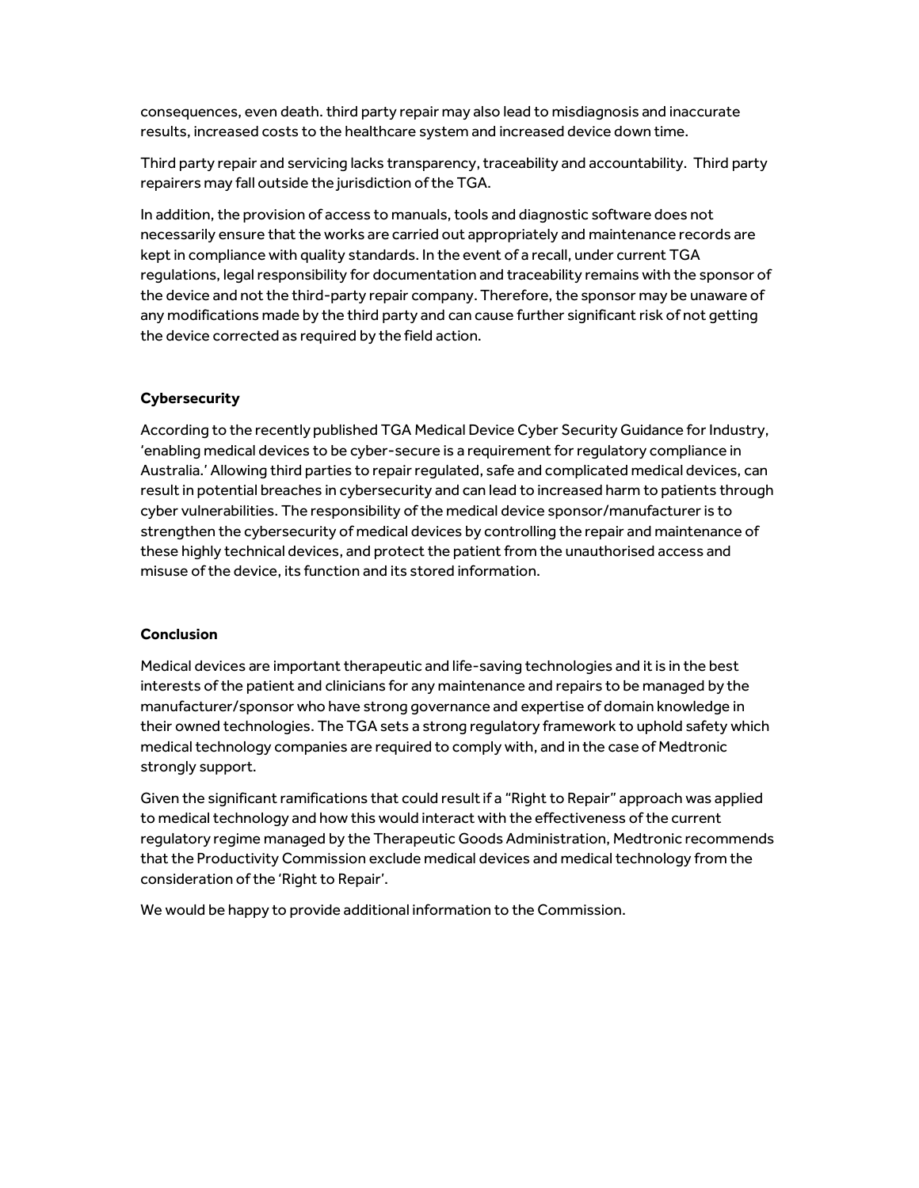consequences, even death. third party repair may also lead to misdiagnosis and inaccurate results, increased costs to the healthcare system and increased device down time.

Third party repair and servicing lacks transparency, traceability and accountability. Third party repairers may fall outside the jurisdiction of the TGA.

In addition, the provision of access to manuals, tools and diagnostic software does not necessarily ensure that the works are carried out appropriately and maintenance records are kept in compliance with quality standards. In the event of a recall, under current TGA regulations, legal responsibility for documentation and traceability remains with the sponsor of the device and not the third-party repair company. Therefore, the sponsor may be unaware of any modifications made by the third party and can cause further significant risk of not getting the device corrected as required by the field action.

**Cybersecurity**

According to the recently published TGA Medical Device Cyber Security Guidance for Industry, 'enabling medical devices to be cyber-secure is a requirement for regulatory compliance in Australia.' Allowing third parties to repair regulated, safe and complicated medical devices, can result in potential breaches in cybersecurity and can lead to increased harm to patients through cyber vulnerabilities. The responsibility of the medical device sponsor/manufacturer is to strengthen the cybersecurity of medical devices by controlling the repair and maintenance of these highly technical devices, and protect the patient from the unauthorised access and misuse of the device, its function and its stored information.

**Conclusion**

Medical devices are important therapeutic and life-saving technologies and it is in the best interests of the patient and clinicians for any maintenance and repairs to be managed by the manufacturer/sponsor who have strong governance and expertise of domain knowledge in their owned technologies. The TGA sets a strong regulatory framework to uphold safety which medical technology companies are required to comply with, and in the case of Medtronic strongly support.

Given the significant ramifications that could result if a "Right to Repair" approach was applied to medical technology and how this would interact with the effectiveness of the current regulatory regime managed by the Therapeutic Goods Administration, Medtronic recommends that the Productivity Commission exclude medical devices and medical technology from the consideration of the 'Right to Repair'.

We would be happy to provide additional information to the Commission.